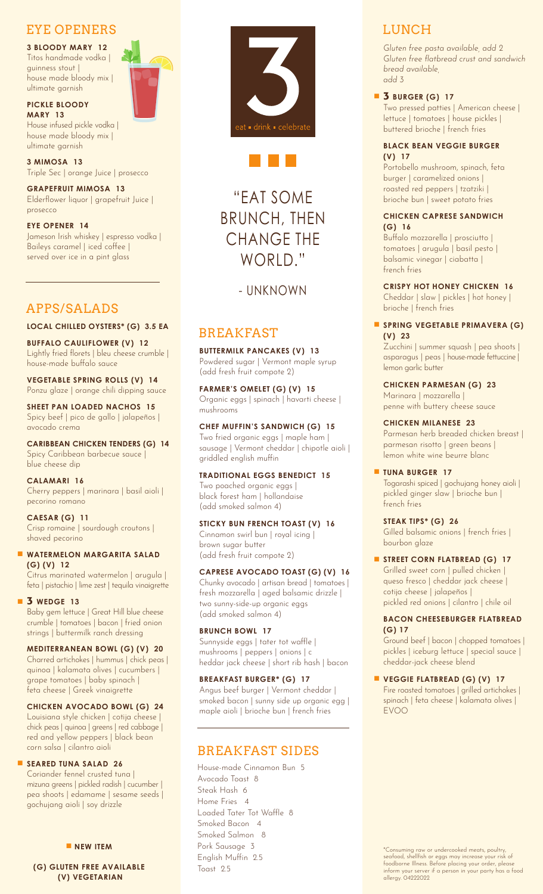## EYE OPENERS

**3 BLOODY MARY 12**
Titos handmade vodka | guinness stout | house made bloody mix | ultimate garnish

**PICKLE BLOODY MARY 13**
House infused pickle vodka | house made bloody mix | ultimate garnish

**3 MIMOSA 13**
Triple Sec | orange Juice | prosecco

**GRAPEFRUIT MIMOSA 13**
Elderflower liquor | grapefruit Juice | prosecco

**EYE OPENER 14**
Jameson Irish whiskey | espresso vodka | Baileys caramel | iced coffee | served over ice in a pint glass

## APPS/SALADS

**LOCAL CHILLED OYSTERS* (G) 3.5 EA**

**BUFFALO CAULIFLOWER (V) 12**
Lightly fried florets | bleu cheese crumble | house-made buffalo sauce

**VEGETABLE SPRING ROLLS (V) 14**
Ponzu glaze | orange chili dipping sauce

**SHEET PAN LOADED NACHOS 15**
Spicy beef | pico de gallo | jalapeños | avocado crema

**CARIBBEAN CHICKEN TENDERS (G) 14**
Spicy Caribbean barbecue sauce | blue cheese dip

**CALAMARI 16**
Cherry peppers | marinara | basil aioli | pecorino romano

**CAESAR (G) 11**
Crisp romaine | sourdough croutons | shaved pecorino

■ **WATERMELON MARGARITA SALAD (G) (V) 12**
Citrus marinated watermelon | arugula | feta | pistachio | lime zest | tequila vinaigrette

■ **3 WEDGE 13**
Baby gem lettuce | Great Hill blue cheese crumble | tomatoes | bacon | fried onion strings | buttermilk ranch dressing

**MEDITERRANEAN BOWL (G) (V) 20**
Charred artichokes | hummus | chick peas | quinoa | kalamata olives | cucumbers | grape tomatoes | baby spinach | feta cheese | Greek vinaigrette

**CHICKEN AVOCADO BOWL (G) 24**
Louisiana style chicken | cotija cheese | chick peas | quinoa | greens | red cabbage | red and yellow peppers | black bean corn salsa | cilantro aioli

■ **SEARED TUNA SALAD 26**
Coriander fennel crusted tuna | mizuna greens | pickled radish | cucumber | pea shoots | edamame | sesame seeds | gochujang aioli | soy drizzle

■ **NEW ITEM**

**(G) GLUTEN FREE AVAILABLE**
**(V) VEGETARIAN**

3
eat • drink • celebrate

"EAT SOME BRUNCH, THEN CHANGE THE WORLD."

- UNKNOWN

## BREAKFAST

**BUTTERMILK PANCAKES (V) 13**
Powdered sugar | Vermont maple syrup
(add fresh fruit compote 2)

**FARMER'S OMELET (G) (V) 15**
Organic eggs | spinach | havarti cheese | mushrooms

**CHEF MUFFIN'S SANDWICH (G) 15**
Two fried organic eggs | maple ham | sausage | Vermont cheddar | chipotle aioli | griddled english muffin

**TRADITIONAL EGGS BENEDICT 15**
Two poached organic eggs | black forest ham | hollandaise
(add smoked salmon 4)

**STICKY BUN FRENCH TOAST (V) 16**
Cinnamon swirl bun | royal icing | brown sugar butter
(add fresh fruit compote 2)

**CAPRESE AVOCADO TOAST (G) (V) 16**
Chunky avocado | artisan bread | tomatoes | fresh mozzarella | aged balsamic drizzle | two sunny-side-up organic eggs
(add smoked salmon 4)

**BRUNCH BOWL 17**
Sunnyside eggs | tater tot waffle | mushrooms | peppers | onions | c heddar jack cheese | short rib hash | bacon

**BREAKFAST BURGER* (G) 17**
Angus beef burger | Vermont cheddar | smoked bacon | sunny side up organic egg | maple aioli | brioche bun | french fries

## BREAKFAST SIDES

House-made Cinnamon Bun 5
Avocado Toast 8
Steak Hash 6
Home Fries 4
Loaded Tater Tot Waffle 8
Smoked Bacon 4
Smoked Salmon 8
Pork Sausage 3
English Muffin 2.5
Toast 2.5

## LUNCH

*Gluten free pasta available, add 2*
*Gluten free flatbread crust and sandwich bread available, add 3*

■ **3 BURGER (G) 17**
Two pressed patties | American cheese | lettuce | tomatoes | house pickles | buttered brioche | french fries

**BLACK BEAN VEGGIE BURGER (V) 17**
Portobello mushroom, spinach, feta burger | caramelized onions | roasted red peppers | tzatziki | brioche bun | sweet potato fries

**CHICKEN CAPRESE SANDWICH (G) 16**
Buffalo mozzarella | prosciutto | tomatoes | arugula | basil pesto | balsamic vinegar | ciabatta | french fries

**CRISPY HOT HONEY CHICKEN 16**
Cheddar | slaw | pickles | hot honey | brioche | french fries

■ **SPRING VEGETABLE PRIMAVERA (G) (V) 23**
Zucchini | summer squash | pea shoots | asparagus | peas | house-made fettuccine | lemon garlic butter

**CHICKEN PARMESAN (G) 23**
Marinara | mozzarella | penne with buttery cheese sauce

**CHICKEN MILANESE 23**
Parmesan herb breaded chicken breast | parmesan risotto | green beans | lemon white wine beurre blanc

■ **TUNA BURGER 17**
Togarashi spiced | gochujang honey aioli | pickled ginger slaw | brioche bun | french fries

**STEAK TIPS* (G) 26**
Gilled balsamic onions | french fries | bourbon glaze

■ **STREET CORN FLATBREAD (G) 17**
Grilled sweet corn | pulled chicken | queso fresco | cheddar jack cheese | cotija cheese | jalapeños | pickled red onions | cilantro | chile oil

**BACON CHEESEBURGER FLATBREAD (G) 17**
Ground beef | bacon | chopped tomatoes | pickles | iceburg lettuce | special sauce | cheddar-jack cheese blend

■ **VEGGIE FLATBREAD (G) (V) 17**
Fire roasted tomatoes | grilled artichokes | spinach | feta cheese | kalamata olives | EVOO

*Consuming raw or undercooked meats, poultry, seafood, shellfish or eggs may increase your risk of foodborne Illness. Before placing your order, please inform your server if a person in your party has a food allergy. 04222022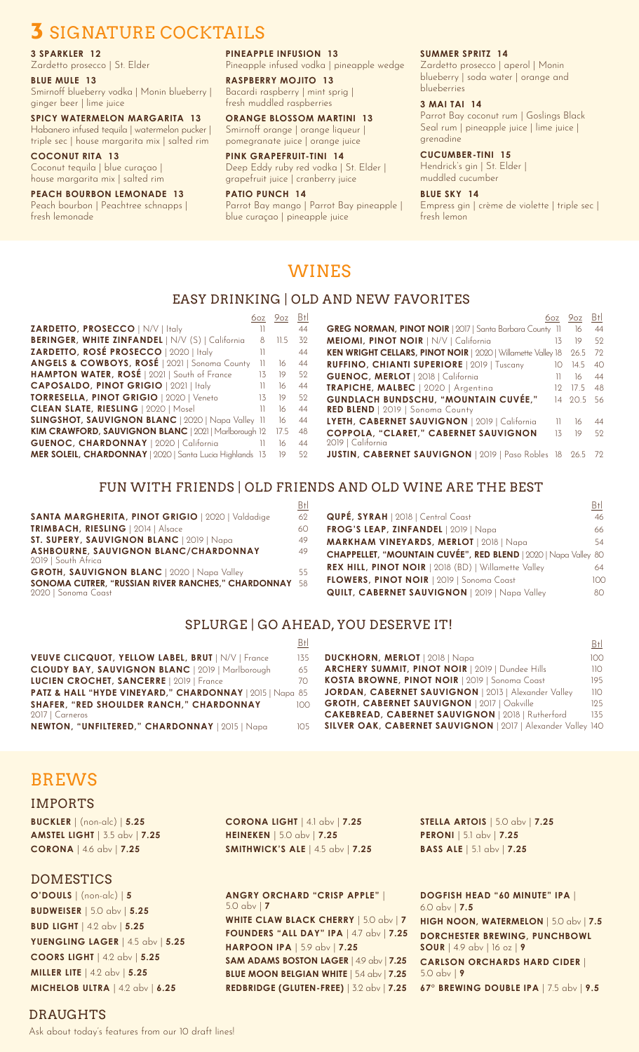# 3 SIGNATURE COCKTAILS

**3 SPARKLER 12**
Zardetto prosecco | St. Elder

**BLUE MULE 13**
Smirnoff blueberry vodka | Monin blueberry | ginger beer | lime juice

**SPICY WATERMELON MARGARITA 13**
Habanero infused tequila | watermelon pucker | triple sec | house margarita mix | salted rim

**COCONUT RITA 13**
Coconut tequila | blue curaçao | house margarita mix | salted rim

**PEACH BOURBON LEMONADE 13**
Peach bourbon | Peachtree schnapps | fresh lemonade

**PINEAPPLE INFUSION 13**
Pineapple infused vodka | pineapple wedge

**RASPBERRY MOJITO 13**
Bacardi raspberry | mint sprig | fresh muddled raspberries

**ORANGE BLOSSOM MARTINI 13**
Smirnoff orange | orange liqueur | pomegranate juice | orange juice

**PINK GRAPEFRUIT-TINI 14**
Deep Eddy ruby red vodka | St. Elder | grapefruit juice | cranberry juice

**PATIO PUNCH 14**
Parrot Bay mango | Parrot Bay pineapple | blue curaçao | pineapple juice

**SUMMER SPRITZ 14**
Zardetto prosecco | aperol | Monin blueberry | soda water | orange and blueberries

**3 MAI TAI 14**
Parrot Bay coconut rum | Goslings Black Seal rum | pineapple juice | lime juice | grenadine

**CUCUMBER-TINI 15**
Hendrick's gin | St. Elder | muddled cucumber

**BLUE SKY 14**
Empress gin | crème de violette | triple sec | fresh lemon

# WINES

## EASY DRINKING | OLD AND NEW FAVORITES

| | 6oz | 9oz | Btl |
|---|---|---|---|
| **ZARDETTO, PROSECCO** \| N/V \| Italy | 11 | | 44 |
| **BERINGER, WHITE ZINFANDEL** \| N/V (S) \| California | 8 | 11.5 | 32 |
| **ZARDETTO, ROSÉ PROSECCO** \| 2020 \| Italy | 11 | | 44 |
| **ANGELS & COWBOYS, ROSÉ** \| 2021 \| Sonoma County | 11 | 16 | 44 |
| **HAMPTON WATER, ROSÉ** \| 2021 \| South of France | 13 | 19 | 52 |
| **CAPOSALDO, PINOT GRIGIO** \| 2021 \| Italy | 11 | 16 | 44 |
| **TORRESELLA, PINOT GRIGIO** \| 2020 \| Veneto | 13 | 19 | 52 |
| **CLEAN SLATE, RIESLING** \| 2020 \| Mosel | 11 | 16 | 44 |
| **SLINGSHOT, SAUVIGNON BLANC** \| 2020 \| Napa Valley | 11 | 16 | 44 |
| **KIM CRAWFORD, SAUVIGNON BLANC** \| 2021 \| Marlborough | 12 | 17.5 | 48 |
| **GUENOC, CHARDONNAY** \| 2020 \| California | 11 | 16 | 44 |
| **MER SOLEIL, CHARDONNAY** \| 2020 \| Santa Lucia Highlands | 13 | 19 | 52 |

| | 6oz | 9oz | Btl |
|---|---|---|---|
| **GREG NORMAN, PINOT NOIR** \| 2017 \| Santa Barbara County | 11 | 16 | 44 |
| **MEIOMI, PINOT NOIR** \| N/V \| California | 13 | 19 | 52 |
| **KEN WRIGHT CELLARS, PINOT NOIR** \| 2020 \| Willamette Valley | 18 | 26.5 | 72 |
| **RUFFINO, CHIANTI SUPERIORE** \| 2019 \| Tuscany | 10 | 14.5 | 40 |
| **GUENOC, MERLOT** \| 2018 \| California | 11 | 16 | 44 |
| **TRAPICHE, MALBEC** \| 2020 \| Argentina | 12 | 17.5 | 48 |
| **GUNDLACH BUNDSCHU, "MOUNTAIN CUVÉE," RED BLEND** \| 2019 \| Sonoma County | 14 | 20.5 | 56 |
| **LYETH, CABERNET SAUVIGNON** \| 2019 \| California | 11 | 16 | 44 |
| **COPPOLA, "CLARET," CABERNET SAUVIGNON** 2019 \| California | 13 | 19 | 52 |
| **JUSTIN, CABERNET SAUVIGNON** \| 2019 \| Paso Robles | 18 | 26.5 | 72 |

## FUN WITH FRIENDS | OLD FRIENDS AND OLD WINE ARE THE BEST

| | Btl |
|---|---|
| **SANTA MARGHERITA, PINOT GRIGIO** \| 2020 \| Valdadige | 62 |
| **TRIMBACH, RIESLING** \| 2014 \| Alsace | 60 |
| **ST. SUPERY, SAUVIGNON BLANC** \| 2019 \| Napa | 49 |
| **ASHBOURNE, SAUVIGNON BLANC/CHARDONNAY** 2019 \| South Africa | 49 |
| **GROTH, SAUVIGNON BLANC** \| 2020 \| Napa Valley | 55 |
| **SONOMA CUTRER, "RUSSIAN RIVER RANCHES," CHARDONNAY** 2020 \| Sonoma Coast | 58 |

| | Btl |
|---|---|
| **QUPÉ, SYRAH** \| 2018 \| Central Coast | 46 |
| **FROG'S LEAP, ZINFANDEL** \| 2019 \| Napa | 66 |
| **MARKHAM VINEYARDS, MERLOT** \| 2018 \| Napa | 54 |
| **CHAPPELLET, "MOUNTAIN CUVÉE", RED BLEND** \| 2020 \| Napa Valley | 80 |
| **REX HILL, PINOT NOIR** \| 2018 (BD) \| Willamette Valley | 64 |
| **FLOWERS, PINOT NOIR** \| 2019 \| Sonoma Coast | 100 |
| **QUILT, CABERNET SAUVIGNON** \| 2019 \| Napa Valley | 80 |

## SPLURGE | GO AHEAD, YOU DESERVE IT!

| | Btl |
|---|---|
| **VEUVE CLICQUOT, YELLOW LABEL, BRUT** \| N/V \| France | 135 |
| **CLOUDY BAY, SAUVIGNON BLANC** \| 2019 \| Marlborough | 65 |
| **LUCIEN CROCHET, SANCERRE** \| 2019 \| France | 70 |
| **PATZ & HALL "HYDE VINEYARD," CHARDONNAY** \| 2015 \| Napa | 85 |
| **SHAFER, "RED SHOULDER RANCH," CHARDONNAY** 2017 \| Carneros | 100 |
| **NEWTON, "UNFILTERED," CHARDONNAY** \| 2015 \| Napa | 105 |

| | Btl |
|---|---|
| **DUCKHORN, MERLOT** \| 2018 \| Napa | 100 |
| **ARCHERY SUMMIT, PINOT NOIR** \| 2019 \| Dundee Hills | 110 |
| **KOSTA BROWNE, PINOT NOIR** \| 2019 \| Sonoma Coast | 195 |
| **JORDAN, CABERNET SAUVIGNON** \| 2013 \| Alexander Valley | 110 |
| **GROTH, CABERNET SAUVIGNON** \| 2017 \| Oakville | 125 |
| **CAKEBREAD, CABERNET SAUVIGNON** \| 2018 \| Rutherford | 135 |
| **SILVER OAK, CABERNET SAUVIGNON** \| 2017 \| Alexander Valley | 140 |

# BREWS

## IMPORTS

**BUCKLER** | (non-alc) | **5.25**
**AMSTEL LIGHT** | 3.5 abv | **7.25**
**CORONA** | 4.6 abv | **7.25**
**CORONA LIGHT** | 4.1 abv | **7.25**
**HEINEKEN** | 5.0 abv | **7.25**
**SMITHWICK'S ALE** | 4.5 abv | **7.25**
**STELLA ARTOIS** | 5.0 abv | **7.25**
**PERONI** | 5.1 abv | **7.25**
**BASS ALE** | 5.1 abv | **7.25**

## DOMESTICS

**O'DOULS** | (non-alc) | **5**
**BUDWEISER** | 5.0 abv | **5.25**
**BUD LIGHT** | 4.2 abv | **5.25**
**YUENGLING LAGER** | 4.5 abv | **5.25**
**COORS LIGHT** | 4.2 abv | **5.25**
**MILLER LITE** | 4.2 abv | **5.25**
**MICHELOB ULTRA** | 4.2 abv | **6.25**
**ANGRY ORCHARD "CRISP APPLE"** | 5.0 abv | **7**
**WHITE CLAW BLACK CHERRY** | 5.0 abv | **7**
**FOUNDERS "ALL DAY" IPA** | 4.7 abv | **7.25**
**HARPOON IPA** | 5.9 abv | **7.25**
**SAM ADAMS BOSTON LAGER** | 4.9 abv | **7.25**
**BLUE MOON BELGIAN WHITE** | 5.4 abv | **7.25**
**REDBRIDGE (GLUTEN-FREE)** | 3.2 abv | **7.25**
**DOGFISH HEAD "60 MINUTE" IPA** | 6.0 abv | **7.5**
**HIGH NOON, WATERMELON** | 5.0 abv | **7.5**
**DORCHESTER BREWING, PUNCHBOWL SOUR** | 4.9 abv | 16 oz | **9**
**CARLSON ORCHARDS HARD CIDER** | 5.0 abv | **9**
**67° BREWING DOUBLE IPA** | 7.5 abv | **9.5**

## DRAUGHTS

Ask about today's features from our 10 draft lines!